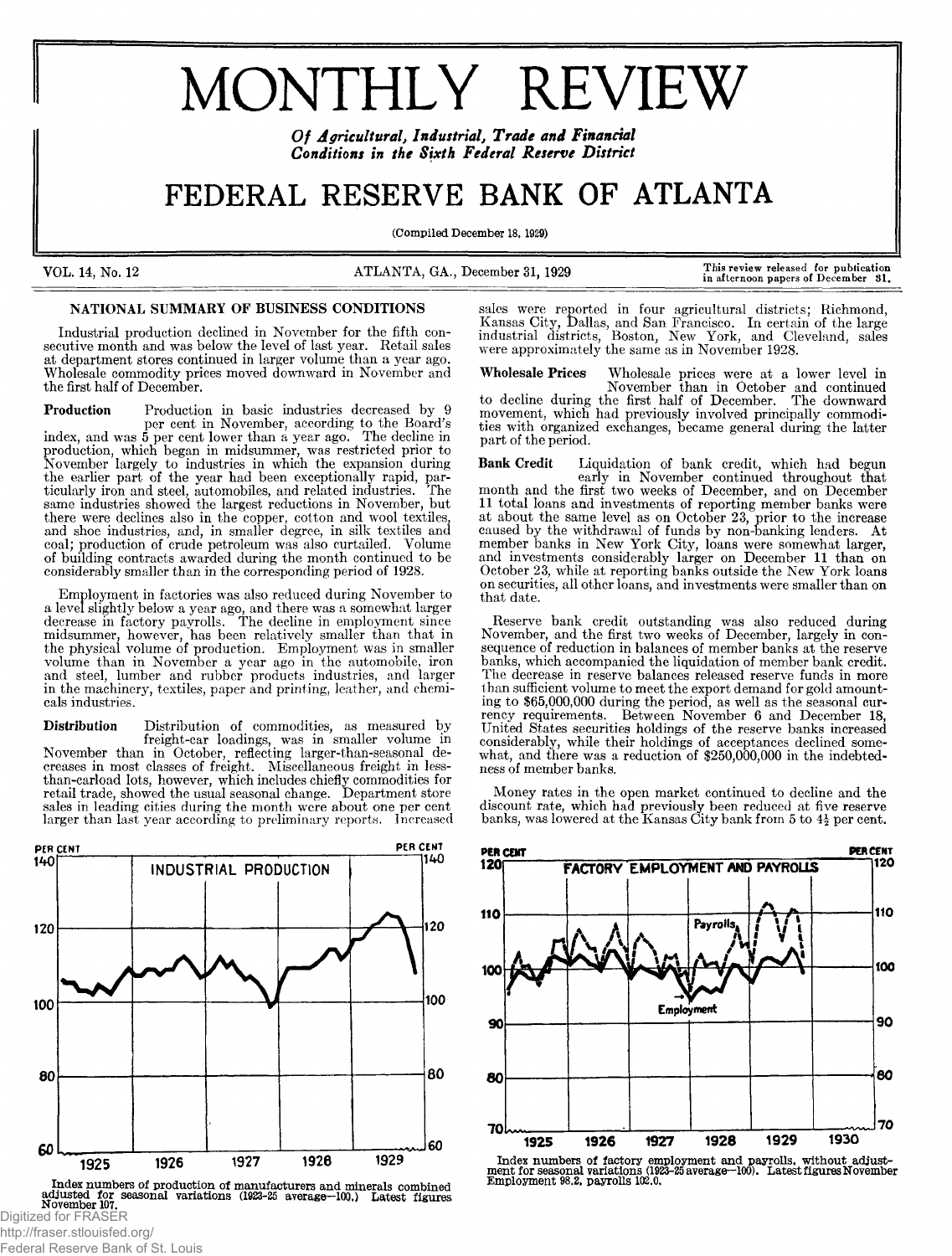# MONTHLY REVIEW

*Of Agricultural, Industrial, Trade and Financial Conditions in the Sixth Federal Reserve District*

# FEDERAL RESERVE BANK OF ATLANTA

(Compiled December 18, 1929)

VOL. 14, No. 12 — ATLANTA, GA., December 31, 1929 — This review released for publication in afternoon papers of December 31.

## NATIONAL SUMMARY OF BUSINESS CONDITIONS

Industrial production declined in November for the fifth consecutive month and was below the level of last year. Retail sales at department stores continued in larger volume than a year ago. Wholesale commodity prices moved downward in November and the first half of December.

**Production** Production in basic industries decreased by 9 per cent in November, according to the Board's index, and was 5 per cent lower than a year ago. The decline in production, which began in midsummer, was restricted prior to November largely to industries in which the expansion during the earlier part of the year had been exceptionally rapid, particularly iron and steel, automobiles, and related industries. The same industries showed the largest reductions in November, but there were declines also in the copper, cotton and wool textiles, and shoe industries, and, in smaller degree, in silk textiles and coal; production of crude petroleum was also curtailed. Volume of building contracts awarded during the month continued to be considerably smaller than in the corresponding period of 1928.

Employment in factories was also reduced during November to a level slightly below a year ago, and there was a somewhat larger decrease in factory payrolls. The decline in employment since midsummer, however, has been relatively smaller than that in the physical volume of production. Employment was in smaller volume than in November a year ago in the automobile, iron and steel, lumber and rubber products industries, and larger in the machinery, textiles, paper and printing, leather, and chemicals industries.

**Distribution** Distribution of commodities, as measured by freight-car loadings, was in smaller volume in November than in October, reflecting larger-than-seasonal decreases in most classes of freight. Miscellaneous freight in less-than-carload lots, however, which includes chiefly commodities for retail trade, showed the usual seasonal change. Department store sales in leading cities during the month were about one per cent larger than last year according to preliminary reports. Increased sales were reported in four agricultural districts; Richmond, Kansas City, Dallas, and San Francisco. In certain of the large industrial districts, Boston, New York, and Cleveland, sales were approximately the same as in November 1928.

**Wholesale Prices** Wholesale prices were at a lower level in November than in October and continued to decline during the first half of December. The downward movement, which had previously involved principally commodities with organized exchanges, became general during the latter part of the period.

**Bank Credit** Liquidation of bank credit, which had begun early in November continued throughout that month and the first two weeks of December, and on December 11 total loans and investments of reporting member banks were at about the same level as on October 23, prior to the increase caused by the withdrawal of funds by non-banking lenders. At member banks in New York City, loans were somewhat larger, and investments considerably larger on December 11 than on October 23, while at reporting banks outside the New York loans on securities, all other loans, and investments were smaller than on that date.

Reserve bank credit outstanding was also reduced during November, and the first two weeks of December, largely in consequence of reduction in balances of member banks at the reserve banks, which accompanied the liquidation of member bank credit. The decrease in reserve balances released reserve funds in more than sufficient volume to meet the export demand for gold amounting to $65,000,000 during the period, as well as the seasonal currency requirements. Between November 6 and December 18, United States securities holdings of the reserve banks increased considerably, while their holdings of acceptances declined somewhat, and there was a reduction of $250,000,000 in the indebtedness of member banks.

Money rates in the open market continued to decline and the discount rate, which had previously been reduced at five reserve banks, was lowered at the Kansas City bank from 5 to 4½ per cent.

Index numbers of production of manufactures and minerals combined adjusted for seasonal variations (1923-25 average=100.) Latest figures November 107.

Index numbers of factory employment and payrolls, without adjustment for seasonal variations (1923-25 average=100). Latest figures November Employment 98.2, payrolls 102.0.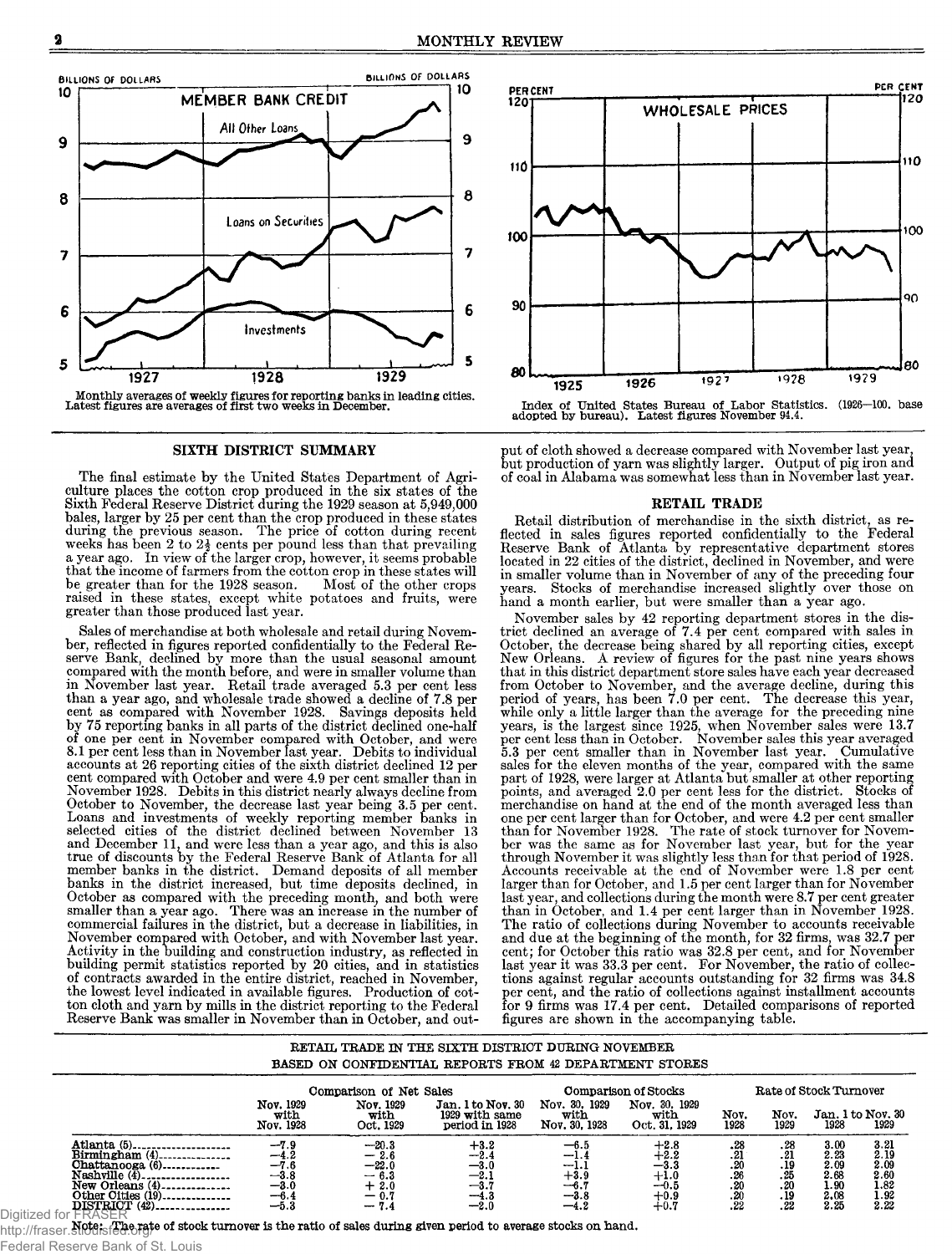Monthly averages of weekly figures for reporting banks in leading cities. Latest figures are averages of first two weeks in December.

Index of United States Bureau of Labor Statistics. (1926—100. base adopted by bureau). Latest figures November 94.4.

## SIXTH DISTRICT SUMMARY

The final estimate by the United States Department of Agriculture places the cotton crop produced in the six states of the Sixth Federal Reserve District during the 1929 season at 5,949,000 bales, larger by 25 per cent than the crop produced in these states during the previous season. The price of cotton during recent weeks has been 2 to 2½ cents per pound less than that prevailing a year ago. In view of the larger crop, however, it seems probable that the income of farmers from the cotton crop in these states will be greater than for the 1928 season. Most of the other crops raised in these states, except white potatoes and fruits, were greater than those produced last year.

Sales of merchandise at both wholesale and retail during November, reflected in figures reported confidentially to the Federal Reserve Bank, declined by more than the usual seasonal amount compared with the month before, and were in smaller volume than in November last year. Retail trade averaged 5.3 per cent less than a year ago, and wholesale trade showed a decline of 7.8 per cent as compared with November 1928. Savings deposits held by 75 reporting banks in all parts of the district declined one-half of one per cent in November compared with October, and were 8.1 per cent less than in November last year. Debits to individual accounts at 26 reporting cities of the sixth district declined 12 per cent compared with October and were 4.9 per cent smaller than in November 1928. Debits in this district nearly always decline from October to November, the decrease last year being 3.5 per cent. Loans and investments of weekly reporting member banks in selected cities of the district declined between November 13 and December 11, and were less than a year ago, and this is also true of discounts by the Federal Reserve Bank of Atlanta for all member banks in the district. Demand deposits of all member banks in the district increased, but time deposits declined, in October as compared with the preceding month, and both were smaller than a year ago. There was an increase in the number of commercial failures in the district, but a decrease in liabilities, in November compared with October, and with November last year. Activity in the building and construction industry, as reflected in building permit statistics reported by 20 cities, and in statistics of contracts awarded in the entire district, reached in November, the lowest level indicated in available figures. Production of cotton cloth and yarn by mills in the district reporting to the Federal Reserve Bank was smaller in November than in October, and output of cloth showed a decrease compared with November last year, but production of yarn was slightly larger. Output of pig iron and of coal in Alabama was somewhat less than in November last year.

## RETAIL TRADE

Retail distribution of merchandise in the sixth district, as reflected in sales figures reported confidentially to the Federal Reserve Bank of Atlanta by representative department stores located in 22 cities of the district, declined in November, and were in smaller volume than in November of any of the preceding four years. Stocks of merchandise increased slightly over those on hand a month earlier, but were smaller than a year ago.

November sales by 42 reporting department stores in the district declined an average of 7.4 per cent compared with sales in October, the decrease being shared by all reporting cities, except New Orleans. A review of figures for the past nine years shows that in this district department store sales have each year decreased from October to November, and the average decline, during this period of years, has been 7.0 per cent. The decrease this year, while only a little larger than the average for the preceding nine years, is the largest since 1925, when November sales were 13.7 per cent less than in October. November sales this year averaged 5.3 per cent smaller than in November last year. Cumulative sales for the eleven months of the year, compared with the same part of 1928, were larger at Atlanta but smaller at other reporting points, and averaged 2.0 per cent less for the district. Stocks of merchandise on hand at the end of the month averaged less than one per cent larger than for October, and were 4.2 per cent smaller than for November 1928. The rate of stock turnover for November was the same as for November last year, but for the year through November it was slightly less than for that period of 1928. Accounts receivable at the end of November were 1.8 per cent larger than for October, and 1.5 per cent larger than for November last year, and collections during the month were 8.7 per cent greater than in October, and 1.4 per cent larger than in November 1928. The ratio of collections during November to accounts receivable and due at the beginning of the month, for 32 firms, was 32.7 per cent; for October this ratio was 32.8 per cent, and for November last year it was 33.3 per cent. For November, the ratio of collections against regular accounts outstanding for 32 firms was 34.8 per cent, and the ratio of collections against installment accounts for 9 firms was 17.4 per cent. Detailed comparisons of reported figures are shown in the accompanying table.

### RETAIL TRADE IN THE SIXTH DISTRICT DURING NOVEMBER
### BASED ON CONFIDENTIAL REPORTS FROM 42 DEPARTMENT STORES

| | Comparison of Net Sales | | | Comparison of Stocks | | Rate of Stock Turnover | | | |
|---|---|---|---|---|---|---|---|---|---|
| | Nov. 1929 with Nov. 1928 | Nov. 1929 with Oct. 1929 | Jan. 1 to Nov. 30 1929 with same period in 1928 | Nov. 30, 1929 with Nov. 30, 1928 | Nov. 30, 1929 with Oct. 31, 1929 | Nov. 1928 | Nov. 1929 | Jan. 1 to Nov. 30 1928 | Jan. 1 to Nov. 30 1929 |
| Atlanta (5) | −7.9 | −20.3 | +3.2 | −6.5 | +2.8 | .28 | .28 | 3.00 | 3.21 |
| Birmingham (4) | −4.2 | −2.6 | −2.4 | −1.4 | +2.2 | .21 | .21 | 2.23 | 2.19 |
| Chattanooga (6) | −7.6 | −22.0 | −3.0 | −1.1 | −3.3 | .20 | .19 | 2.09 | 2.09 |
| Nashville (4) | −3.8 | −6.3 | −2.1 | +3.9 | +1.0 | .26 | .25 | 2.68 | 2.60 |
| New Orleans (4) | −3.0 | +2.0 | −3.7 | −6.7 | −0.5 | .20 | .20 | 1.90 | 1.82 |
| Other Cities (19) | −6.4 | −0.7 | −4.3 | −3.8 | +0.9 | .20 | .19 | 2.08 | 1.92 |
| DISTRICT (42) | −5.3 | −7.4 | −2.0 | −4.2 | +0.7 | .22 | .22 | 2.25 | 2.22 |

Note: The rate of stock turnover is the ratio of sales during given period to average stocks on hand.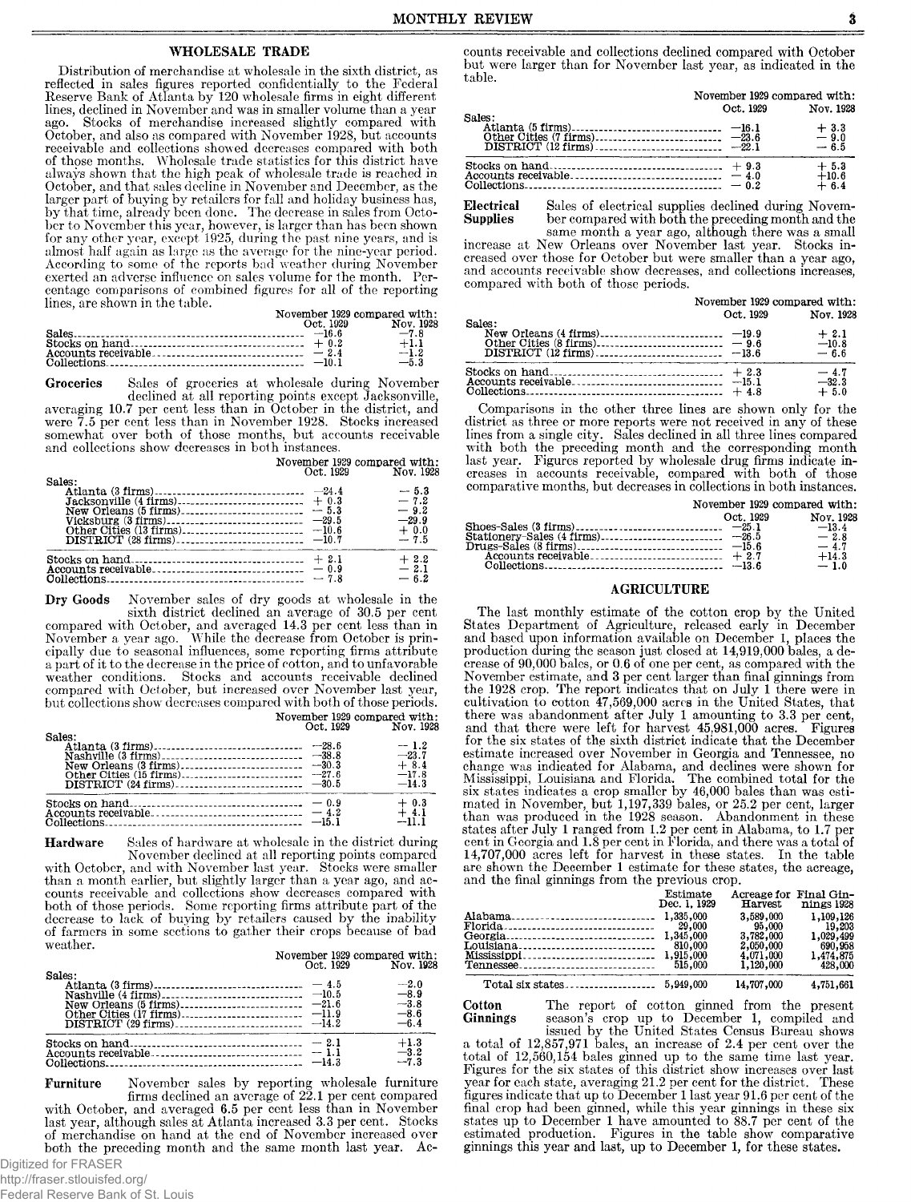## WHOLESALE TRADE

Distribution of merchandise at wholesale in the sixth district, as reflected in sales figures reported confidentially to the Federal Reserve Bank of Atlanta by 120 wholesale firms in eight different lines, declined in November and was in smaller volume than a year ago. Stocks of merchandise increased slightly compared with October, and also as compared with November 1928, but accounts receivable and collections showed decreases compared with both of those months. Wholesale trade statistics for this district have always shown that the high peak of wholesale trade is reached in October, and that sales decline in November and December, as the larger part of buying by retailers for fall and holiday business has, by that time, already been done. The decrease in sales from October to November this year, however, is larger than has been shown for any other year, except 1925, during the past nine years, and is almost half again as large as the average for the nine-year period. According to some of the reports bad weather during November exerted an adverse influence on sales volume for the month. Percentage comparisons of combined figures for all of the reporting lines, are shown in the table.

| | November 1929 compared with: | |
|---|---|---|
| | Oct. 1929 | Nov. 1928 |
| Sales | —16.6 | —7.8 |
| Stocks on hand | + 0.2 | +1.1 |
| Accounts receivable | — 2.4 | —1.2 |
| Collections | —10.1 | —5.3 |

**Groceries** Sales of groceries at wholesale during November declined at all reporting points except Jacksonville, averaging 10.7 per cent less than in October in the district, and were 7.5 per cent less than in November 1928. Stocks increased somewhat over both of those months, but accounts receivable and collections show decreases in both instances.

| | November 1929 compared with: | |
|---|---|---|
| | Oct. 1929 | Nov. 1928 |
| Sales: | | |
| Atlanta (3 firms) | —24.4 | — 5.3 |
| Jacksonville (4 firms) | + 0.3 | — 7.2 |
| New Orleans (5 firms) | — 5.3 | — 9.2 |
| Vicksburg (3 firms) | —29.5 | —29.9 |
| Other Cities (13 firms) | —10.6 | + 0.0 |
| DISTRICT (28 firms) | —10.7 | — 7.5 |
| Stocks on hand | + 2.1 | + 2.2 |
| Accounts receivable | — 0.9 | — 2.1 |
| Collections | — 7.8 | — 6.2 |

**Dry Goods** November sales of dry goods at wholesale in the sixth district declined an average of 30.5 per cent compared with October, and averaged 14.3 per cent less than in November a year ago. While the decrease from October is principally due to seasonal influences, some reporting firms attribute a part of it to the decrease in the price of cotton, and to unfavorable weather conditions. Stocks and accounts receivable declined compared with October, but increased over November last year, but collections show decreases compared with both of those periods.

| | November 1929 compared with: | |
|---|---|---|
| | Oct. 1929 | Nov. 1928 |
| Sales: | | |
| Atlanta (3 firms) | —28.6 | — 1.2 |
| Nashville (3 firms) | —38.8 | —23.7 |
| New Orleans (3 firms) | —30.3 | + 8.4 |
| Other Cities (15 firms) | —27.6 | —17.8 |
| DISTRICT (24 firms) | —30.5 | —14.3 |
| Stocks on hand | — 0.9 | + 0.3 |
| Accounts receivable | — 4.2 | + 4.1 |
| Collections | —15.1 | —11.1 |

**Hardware** Sales of hardware at wholesale in the district during November declined at all reporting points compared with October, and with November last year. Stocks were smaller than a month earlier, but slightly larger than a year ago, and accounts receivable and collections show decreases compared with both of those periods. Some reporting firms attribute part of the decrease to lack of buying by retailers caused by the inability of farmers in some sections to gather their crops because of bad weather.

| | November 1929 compared with: | |
|---|---|---|
| | Oct. 1929 | Nov. 1928 |
| Sales: | | |
| Atlanta (3 firms) | — 4.5 | —2.0 |
| Nashville (4 firms) | —10.5 | —8.9 |
| New Orleans (5 firms) | —21.6 | —3.8 |
| Other Cities (17 firms) | —11.9 | —8.6 |
| DISTRICT (29 firms) | —14.2 | —6.4 |
| Stocks on hand | — 2.1 | +1.3 |
| Accounts receivable | — 1.1 | —3.2 |
| Collections | —14.3 | —7.3 |

**Furniture** November sales by reporting wholesale furniture firms declined an average of 22.1 per cent compared with October, and averaged 6.5 per cent less than in November last year, although sales at Atlanta increased 3.3 per cent. Stocks of merchandise on hand at the end of November increased over both the preceding month and the same month last year. Accounts receivable and collections declined compared with October but were larger than for November last year, as indicated in the table.

| | November 1929 compared with: | |
|---|---|---|
| | Oct. 1929 | Nov. 1928 |
| Sales: | | |
| Atlanta (5 firms) | —16.1 | + 3.3 |
| Other Cities (7 firms) | —23.6 | — 9.0 |
| DISTRICT (12 firms) | —22.1 | — 6.5 |
| Stocks on hand | + 9.3 | + 5.3 |
| Accounts receivable | — 4.0 | +10.6 |
| Collections | — 0.2 | + 6.4 |

**Electrical Supplies** Sales of electrical supplies declined during November compared with both the preceding month and the same month a year ago, although there was a small increase at New Orleans over November last year. Stocks increased over those for October but were smaller than a year ago, and accounts receivable show decreases, and collections increases, compared with both of those periods.

| | November 1929 compared with: | |
|---|---|---|
| | Oct. 1929 | Nov. 1928 |
| Sales: | | |
| New Orleans (4 firms) | —19.9 | + 2.1 |
| Other Cities (8 firms) | — 9.6 | —10.8 |
| DISTRICT (12 firms) | —13.6 | — 6.6 |
| Stocks on hand | + 2.3 | — 4.7 |
| Accounts receivable | —15.1 | —32.3 |
| Collections | + 4.8 | + 5.0 |

Comparisons in the other three lines are shown only for the district as three or more reports were not received in any of these lines from a single city. Sales declined in all three lines compared with both the preceding month and the corresponding month last year. Figures reported by wholesale drug firms indicate increases in accounts receivable, compared with both of those comparative months, but decreases in collections in both instances.

| | November 1929 compared with: | |
|---|---|---|
| | Oct. 1929 | Nov. 1928 |
| Shoes-Sales (3 firms) | —25.1 | —13.4 |
| Stationery-Sales (4 firms) | —26.5 | — 2.8 |
| Drugs-Sales (8 firms) | —15.6 | — 4.7 |
| Accounts receivable | + 2.7 | +14.3 |
| Collections | —13.6 | — 1.0 |

## AGRICULTURE

The last monthly estimate of the cotton crop by the United States Department of Agriculture, released early in December and based upon information available on December 1, places the production during the season just closed at 14,919,000 bales, a decrease of 90,000 bales, or 0.6 of one per cent, as compared with the November estimate, and 3 per cent larger than final ginnings from the 1928 crop. The report indicates that on July 1 there were in cultivation to cotton 47,569,000 acres in the United States, that there was abandonment after July 1 amounting to 3.3 per cent, and that there were left for harvest 45,981,000 acres. Figures for the six states of the sixth district indicate that the December estimate increased over November in Georgia and Tennessee, no change was indicated for Alabama, and declines were shown for Mississippi, Louisiana and Florida. The combined total for the six states indicates a crop smaller by 46,000 bales than was estimated in November, but 1,197,339 bales, or 25.2 per cent, larger than was produced in the 1928 season. Abandonment in these states after July 1 ranged from 1.2 per cent in Alabama, to 1.7 per cent in Georgia and 1.8 per cent in Florida, and there was a total of 14,707,000 acres left for harvest in these states. In the table are shown the December 1 estimate for these states, the acreage, and the final ginnings from the previous crop.

| | Estimate Dec. 1, 1929 | Acreage for Harvest | Final Ginnings 1928 |
|---|---|---|---|
| Alabama | 1,335,000 | 3,589,000 | 1,109,126 |
| Florida | 29,000 | 95,000 | 19,203 |
| Georgia | 1,345,000 | 3,782,000 | 1,029,499 |
| Louisiana | 810,000 | 2,050,000 | 690,958 |
| Mississippi | 1,915,000 | 4,071,000 | 1,474,875 |
| Tennessee | 515,000 | 1,120,000 | 428,000 |
| Total six states | 5,949,000 | 14,707,000 | 4,751,661 |

**Cotton Ginnings** The report of cotton ginned from the present season's crop up to December 1, compiled and issued by the United States Census Bureau shows a total of 12,857,971 bales, an increase of 2.4 per cent over the total of 12,560,154 bales ginned up to the same time last year. Figures for the six states of this district show increases over last year for each state, averaging 21.2 per cent for the district. These figures indicate that up to December 1 last year 91.6 per cent of the final crop had been ginned, while this year ginnings in these six states up to December 1 have amounted to 88.7 per cent of the estimated production. Figures in the table show comparative ginnings this year and last, up to December 1, for these states.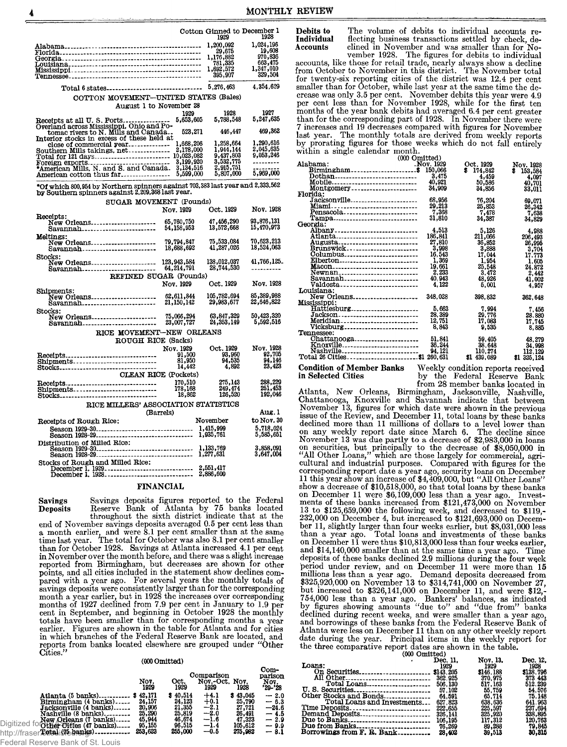| | Cotton Ginned to December 1 | |
|---|---|---|
| | 1929 | 1928 |
| Alabama | 1,200,092 | 1,024,196 |
| Florida | 29,675 | 19,608 |
| Georgia | 1,176,882 | 970,836 |
| Louisiana | 781,335 | 663,475 |
| Mississippi | 1,692,572 | 1,347,010 |
| Tennessee | 395,907 | 329,504 |
| Total 6 states | 5,276,463 | 4,354,629 |

### COTTON MOVEMENT—UNITED STATES (Bales)

August 1 to November 28

| | 1929 | 1928 | 1927 |
|---|---|---|---|
| Receipts at all U. S. Ports | 5,653,605 | 5,788,548 | 5,247,635 |
| Overland across Mississippi, Ohio and Potomac rivers to N. Mills and Canada | 523,271 | 446,447 | 469,362 |
| Interior stocks in excess of these held at close of commercial year | 1,668,206 | 1,258,664 | 1,290,616 |
| Southern Mills takings, net | 2,178,000 | 1,944,144 | 2,045,635 |
| Total for 121 days | 10,023,082 | 9,437,803 | 9,053,246 |
| Foreign exports | 3,199,920 | 3,532,775 | |
| *American Mills, N. and S. and Canada | 3,134,516 | 2,915,751 | |
| American cotton thus far | 5,599,000 | 5,807,000 | 5,969,000 |

*Of which 800,954 by Northern spinners against 703,383 last year and 2,333,562 by Southern spinners against 2,209,368 last year.

### SUGAR MOVEMENT (Pounds)

| | Nov. 1929 | Oct. 1929 | Nov. 1928 |
|---|---|---|---|
| Receipts: | | | |
| New Orleans | 65,760,750 | 47,456,290 | 93,876,131 |
| Savannah | 54,158,953 | 13,572,668 | 15,470,973 |
| Meltings: | | | |
| New Orleans | 79,794,847 | 75,533,084 | 70,623,213 |
| Savannah | 18,688,692 | 41,287,026 | 18,524,063 |
| Stocks: | | | |
| New Orleans | 123,943,584 | 138,012,037 | 41,766,125 |
| Savannah | 64,214,791 | 28,744,530 | |

### REFINED SUGAR (Pounds)

| | Nov. 1929 | Oct. 1929 | Nov. 1928 |
|---|---|---|---|
| Shipments: | | | |
| New Orleans | 62,611,844 | 105,782,694 | 85,389,988 |
| Savannah | 21,150,142 | 29,983,677 | 22,646,822 |
| Stocks: | | | |
| New Orleans | 75,066,294 | 63,847,329 | 50,423,320 |
| Savannah | 23,007,727 | 24,353,149 | 5,592,516 |

### RICE MOVEMENT—NEW ORLEANS

ROUGH RICE (Sacks)

| | Nov. 1929 | Oct. 1929 | Nov. 1928 |
|---|---|---|---|
| Receipts | 91,500 | 93,960 | 92,705 |
| Shipments | 81,950 | 94,535 | 94,146 |
| Stocks | 14,442 | 4,892 | 23,423 |

CLEAN RICE (Pockets)

| | Nov. 1929 | Oct. 1929 | Nov. 1928 |
|---|---|---|---|
| Receipts | 170,510 | 275,143 | 288,229 |
| Shipments | 178,168 | 249,474 | 251,453 |
| Stocks | 18,362 | 126,520 | 192,046 |

### RICE MILLERS' ASSOCIATION STATISTICS

(Barrels)

| | November | Aug. 1 to Nov. 30 |
|---|---|---|
| Receipts of Rough Rice: | | |
| Season 1929-30 | 1,415,999 | 5,718,024 |
| Season 1928-29 | 1,935,761 | 5,585,651 |
| Distribution of Milled Rice: | | |
| Season 1929-30 | 1,133,769 | 3,858,091 |
| Season 1928-29 | 1,277,631 | 3,647,004 |
| Stocks of Rough and Milled Rice: | | |
| December 1, 1929 | 2,551,417 | |
| December 1, 1928 | 2,886,600 | |

## FINANCIAL

**Savings Deposits** Savings deposits figures reported to the Federal Reserve Bank of Atlanta by 75 banks located throughout the sixth district indicate that at the end of November savings deposits averaged 0.5 per cent less than a month earlier, and were 8.1 per cent smaller than at the same time last year. The total for October was also 8.1 per cent smaller than for October 1928. Savings at Atlanta increased 4.1 per cent in November over the month before, and there was a slight increase reported from Birmingham, but decreases are shown for other points, and all cities included in the statement show declines compared with a year ago. For several years the monthly totals of savings deposits were consistently larger than for the corresponding month a year earlier, but in 1928 the increases over corresponding months of 1927 declined from 7.9 per cent in January to 1.9 per cent in September, and beginning in October 1928 the monthly totals have been smaller than for corresponding months a year earlier. Figures are shown in the table for Atlanta and for cities in which branches of the Federal Reserve Bank are located, and reports from banks located elsewhere are grouped under "Other Cities."

(000 Omitted)

| | Nov. 1929 | Oct. 1929 | Comparison Nov.-Oct. 1929 | Nov. 1928 | Comparison Nov. '29-'28 |
|---|---|---|---|---|---|
| Atlanta (5 banks) | $ 42,171 | $ 40,514 | +4.1 | $ 43,045 | — 2.0 |
| Birmingham (4 banks) | 24,157 | 24,123 | +0.1 | 25,790 | — 6.3 |
| Jacksonville (4 banks) | 20,906 | 21,355 | —2.1 | 27,721 | —24.6 |
| Nashville (8 banks) | 25,290 | 25,819 | —2.0 | 26,491 | — 4.5 |
| New Orleans (7 banks) | 45,944 | 46,674 | —1.6 | 47,323 | — 2.9 |
| Other Cities (47 banks) | 95,155 | 96,515 | —1.4 | 105,612 | — 9.9 |
| Total (75 banks) | 253,623 | 255,000 | —0.5 | 275,982 | — 8.1 |

**Debits to Individual Accounts** The volume of debits to individual accounts reflecting business transactions settled by check, declined in November and was smaller than for November 1928. The figures for debits to individual accounts, like those for retail trade, nearly always show a decline from October to November in this district. The November total for twenty-six reporting cities of the district was 12.4 per cent smaller than for October, while last year at the same time the decrease was only 3.5 per cent. November debits this year were 4.9 per cent less than for November 1928, while for the first ten months of the year bank debits had averaged 6.4 per cent greater than for the corresponding part of 1928. In November there were 7 increases and 19 decreases compared with figures for November last year. The monthly totals are derived from weekly reports by prorating figures for those weeks which do not fall entirely within a single calendar month.

(000 Omitted)

| | Nov. 1929 | Oct. 1929 | Nov. 1928 |
|---|---|---|---|
| Alabama: | | | |
| Birmingham | $ 150,066 | $ 174,842 | $ 153,584 |
| Dothan | 3,475 | 4,459 | 4,097 |
| Mobile | 40,921 | 50,586 | 40,701 |
| Montgomery | 34,909 | 34,856 | 33,011 |
| Florida: | | | |
| Jacksonville | 68,956 | 76,204 | 69,071 |
| Miami | 29,213 | 25,853 | 26,342 |
| Pensacola | 7,368 | 7,478 | 7,638 |
| Tampa | 31,810 | 34,387 | 34,829 |
| Georgia: | | | |
| Albany | 4,513 | 5,126 | 4,988 |
| Atlanta | 186,841 | 211,066 | 206,493 |
| Augusta | 27,810 | 36,852 | 36,095 |
| Brunswick | 3,998 | 3,888 | 3,704 |
| Columbus | 16,543 | 17,044 | 17,773 |
| Elberton | 1,369 | 1,954 | 1,605 |
| Macon | 19,661 | 25,548 | 24,872 |
| Newnan | 2,233 | 3,472 | 2,442 |
| Savannah | 40,943 | 48,926 | 41,002 |
| Valdosta | 4,122 | 5,001 | 4,957 |
| Louisiana: | | | |
| New Orleans | 348,028 | 398,832 | 362,648 |
| Mississippi: | | | |
| Hattiesburg | 5,663 | 7,994 | 7,456 |
| Jackson | 28,389 | 29,776 | 28,880 |
| Meridian | 12,751 | 17,083 | 17,745 |
| Vicksburg | 8,843 | 9,535 | 8,885 |
| Tennessee: | | | |
| Chattanooga | 51,841 | 59,405 | 48,279 |
| Knoxville | 36,244 | 38,648 | 34,998 |
| Nashville | 94,121 | 110,274 | 112,129 |
| Total 26 Cities | $1 260,631 | $1 439,089 | $1 325,124 |

**Condition of Member Banks in Selected Cities** Weekly condition reports received by the Federal Reserve Bank from 28 member banks located in Atlanta, New Orleans, Birmingham, Jacksonville, Nashville, Chattanooga, Knoxville and Savannah indicate that between November 13, figures for which date were shown in the previous issue of the Review, and December 11, total loans by these banks declined more than 11 millions of dollars to a level lower than on any weekly report date since March 6. The decline since November 13 was due partly to a decrease of $2,983,000 in loans on securities, but principally to the decrease of $8,050,000 in "All Other Loans," which are those largely for commercial, agricultural and industrial purposes. Compared with figures for the corresponding report date a year ago, security loans on December 11 this year show an increase of $4,409,000, but "All Other Loans" show a decrease of $10,518,000, so that total loans by these banks on December 11 were $6,109,000 less than a year ago. Investments of these banks increased from $121,473,000 on November 13 to $125,659,000 the following week, and decreased to $119,232,000 on December 4, but increased to $121,693,000 on December 11, slightly larger than four weeks earlier, but $8,031,000 less than a year ago. Total loans and investments of these banks on December 11 were thus $10,813,000 less than four weeks earlier, and $14,140,000 smaller than at the same time a year ago. Time deposits of these banks declined 2.9 millions during the four week period under review, and on December 11 were more than 15 millions less than a year ago. Demand deposits decreased from $325,920,000 on November 13 to $314,741,000 on November 27, but increased to $326,141,000 on December 11, and were $12,754,000 less than a year ago. Bankers' balances, as indicated by figures showing amounts "due to" and "due from" banks declined during recent weeks, and were smaller than a year ago, and borrowings of these banks from the Federal Reserve Bank of Atlanta were less on December 11 than on any other weekly report date during the year. Principal items in the weekly report for the three comparative report dates are shown in the table.

(000 Omitted)

| | Dec. 11, 1929 | Nov. 13, 1929 | Dec. 12, 1928 |
|---|---|---|---|
| Loans: | | | |
| On Securities | $143,205 | $146,188 | $138,796 |
| All Other | 362,925 | 370,975 | 373 443 |
| Total Loans | 506,130 | 517,163 | 512,239 |
| U. S. Securities | 57,102 | 55,759 | 54,576 |
| Other Stocks and Bonds | 64,591 | 65,714 | 75,148 |
| Total Loans and Investments | 627,823 | 638,636 | 641,963 |
| Time Deposits | 222,655 | 225,597 | 237,694 |
| Demand Deposits | 326,141 | 325,920 | 338,895 |
| Due to Banks | 106,195 | 117,312 | 120,763 |
| Due from Banks | 76,269 | 89,288 | 79,845 |
| Borrowings from F. R. Bank | 28,402 | 39,513 | 30,315 |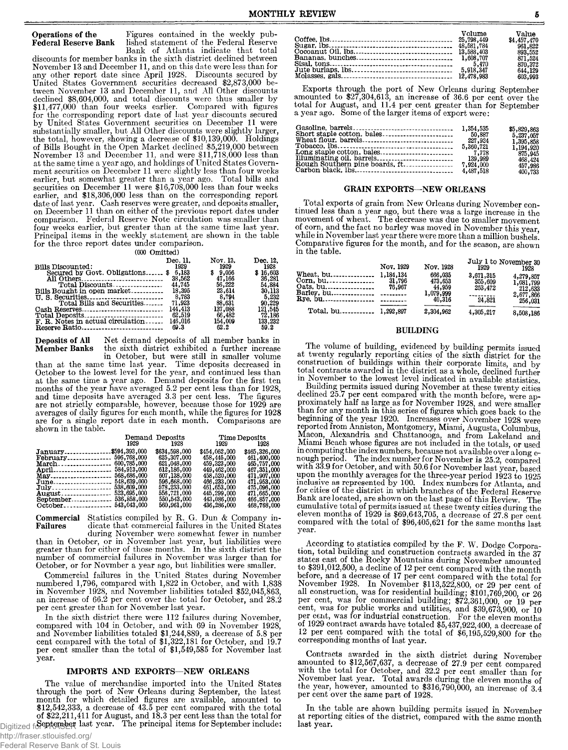**Operations of the Federal Reserve Bank** Figures contained in the weekly published statement of the Federal Reserve Bank of Atlanta indicate that total discounts for member banks in the sixth district declined between November 13 and December 11, and on this date were less than for any other report date since April 1928. Discounts secured by United States Government securities decreased $2,873,000 between November 13 and December 11, and All Other discounts declined $8,604,000, and total discounts were thus smaller by $11,477,000 than four weeks earlier. Compared with figures for the corresponding report date of last year discounts secured by United States Government securities on December 11 were substantially smaller, but All Other discounts were slightly larger, the total, however, showing a decrease of $10,139,000. Holdings of Bills Bought in the Open Market declined $5,219,000 between November 13 and December 11, and were $11,718,000 less than at the same time a year ago, and holdings of United States Government securities on December 11 were slightly less than four weeks earlier, but somewhat greater than a year ago. Total bills and securities on December 11 were $16,708,000 less than four weeks earlier, and $18,306,000 less than on the corresponding report date of last year. Cash reserves were greater, and deposits smaller, on December 11 than on either of the previous report dates under comparison. Federal Reserve Note circulation was smaller than four weeks earlier, but greater than at the same time last year. Principal items in the weekly statement are shown in the table for the three report dates under comparison.

(000 Omitted)

| | Dec. 11, 1929 | Nov. 13, 1929 | Dec. 12, 1928 |
|---|---|---|---|
| Bills Discounted: | | | |
| Secured by Govt. Obligations | $ 6,183 | $ 9,056 | $ 18,603 |
| All Others | 38,562 | 47,166 | 36,281 |
| Total Discounts | 44,745 | 56,222 | 54,884 |
| Bills Bought in open market | 18,395 | 23,614 | 30,113 |
| U. S. Securities | 8,783 | 8,794 | 5,232 |
| Total Bills and Securities | 71,923 | 88,631 | 90,229 |
| Cash Reserves | 144,413 | 137,088 | 121,545 |
| Total Deposits | 62,519 | 66,482 | 72,186 |
| F. R. Notes in actual circulation | 146,016 | 154,009 | 133,232 |
| Reserve Ratio | 69.3 | 62.2 | 59.2 |

**Deposits of All Member Banks** Net demand deposits of all member banks in the sixth district exhibited a further increase in October, but were still in smaller volume than at the same time last year. Time deposits decreased in October to the lowest level for the year, and continued less than at the same time a year ago. Demand deposits for the first ten months of the year have averaged 5.2 per cent less than for 1928, and time deposits have averaged 3.3 per cent less. The figures are not strictly comparable, however, because those for 1929 are averages of daily figures for each month, while the figures for 1928 are for a single report date in each month. Comparisons are shown in the table.

| | Demand Deposits | | Time Deposits | |
|---|---|---|---|---|
| | 1929 | 1928 | 1929 | 1928 |
| January | $594,393,000 | $634,598,000 | $454,062,000 | $465,326,000 |
| February | 596,768,000 | 625,307,000 | 458,445,000 | 461,400,000 |
| March | 600,785,000 | 621,048,000 | 459,323,000 | 465,757,000 |
| April | 584,913,000 | 612,186,000 | 449,462,000 | 467,351,000 |
| May | 568,686,000 | 607,138,000 | 458,520,000 | 471,907,000 |
| June | 548,639,000 | 596,868,000 | 466,233,000 | 471,953,000 |
| July | 538,609,000 | 578,233,000 | 461,653,000 | 475,096,000 |
| August | 523,695,000 | 556,721,000 | 445,299,000 | 471,665,000 |
| September | 536,858,000 | 550,543,000 | 443,086,000 | 466,857,000 |
| October | 543,043,000 | 560,961,000 | 436,286,000 | 468,768,000 |

**Commercial Failures** Statistics compiled by R. G. Dun & Company indicate that commercial failures in the United States during November were somewhat fewer in number than in October, or in November last year, but liabilities were greater than for either of those months. In the sixth district the number of commercial failures in November was larger than for October, or for Novmber a year ago, but liabilities were smaller.

Commercial failures in the United States during November numbered 1,796, compared with 1,822 in October, and with 1,838 in November 1928, and November liabilities totaled $52,045,863, an increase of 66.2 per cent over the total for October, and 28.2 per cent greater than for November last year.

In the sixth district there were 112 failures during November, compared with 104 in October, and with 69 in November 1928, and November liabilities totaled $1,244,889, a decrease of 5.8 per cent compared with the total of $1,322,181 for October, and 19.7 per cent smaller than the total of $1,549,585 for November last year.

## IMPORTS AND EXPORTS—NEW ORLEANS

The value of merchandise imported into the United States through the port of New Orleans during September, the latest month for which detailed figures are available, amounted to $12,542,333, a decrease of 43.5 per cent compared with the total of $22,211,411 for August, and 18.3 per cent less than the total for September last year. The principal items for September include:

| | Volume | Value |
|---|---|---|
| Coffee, lbs. | 25,798,449 | $4,457,470 |
| Sugar, lbs. | 48,581,784 | 961,822 |
| Cocoanut Oil, lbs. | 13,588,403 | 893,552 |
| Bananas, bunches | 1,608,707 | 871,524 |
| Sisal, tons | 5,470 | 870,372 |
| Jute burlaps, lbs. | 5,918,347 | 644,129 |
| Molasses, gals. | 12,478,983 | 603,993 |

Exports through the port of New Orleans during September amounted to $27,304,613, an increase of 36.6 per cent over the total for August, and 11.4 per cent greater than for September a year ago. Some of the larger items of export were:

| | | |
|---|---|---|
| Gasoline, barrels | 1,354,535 | $5,829,863 |
| Short staple cotton, bales | 50,887 | 5,237,057 |
| Wheat flour, barrels | 227,924 | 1,395,858 |
| Tobacco, lbs. | 5,360,721 | 1,194,920 |
| Long staple cotton, bales | 7,778 | 875,945 |
| Illuminating oil, barrels | 139,989 | 468,424 |
| Rough Southern pine boards, ft. | 7,924,000 | 457,986 |
| Carbon black, lbs. | 4,487,518 | 400,733 |

## GRAIN EXPORTS—NEW ORLEANS

Total exports of grain from New Orleans during November continued less than a year ago, but there was a large increase in the movement of wheat. The decrease was due to smaller movement of corn, and the fact no barley was moved in November this year, while in November last year there were more than a million bushels. Comparative figures for the month, and for the season, are shown in the table.

| | Nov. 1929 | Nov. 1928 | July 1 to November 30 1929 | 1928 |
|---|---|---|---|---|
| Wheat, bu. | 1,184,134 | 666,035 | 3,671,315 | 4,279,857 |
| Corn, bu. | 31,796 | 473,653 | 355,609 | 1,081,799 |
| Oats, bu. | 76,967 | 44,959 | 253,472 | 212,633 |
| Barley, bu. | --------- | 1,079,999 | --------- | 2,677,866 |
| Rye, bu. | --------- | 40,316 | 24,821 | 256,031 |
| Total, bu. | 1,292,897 | 2,304,962 | 4,305,217 | 8,508,186 |

## BUILDING

The volume of building, evidenced by building permits issued at twenty regularly reporting cities of the sixth district for the construction of buildings within their corporate limits, and by total contracts awarded in the district as a whole, declined further in November to the lowest level indicated in available statistics.

Building permits issued during November at these twenty cities declined 25.7 per cent compared with the month before, were approximately half as large as for November 1928, and were smaller than for any month in this series of figures which goes back to the beginning of the year 1920. Increases over November 1928 were reported from Anniston, Montgomery, Miami, Augusta, Columbus, Macon, Alexandria and Chattanooga, and from Lakeland and Miami Beach whose figures are not included in the totals, or used in computing the index numbers, because not available over a long enough period. The index number for November is 25.2, compared with 33.9 for October, and with 50.6 for November last year, based upon the monthly averages for the three-year period 1923 to 1925 inclusive as represented by 100. Index numbers for Atlanta, and for cities of the district in which branches of the Federal Reserve Bank are located, are shown on the last page of this Review. The cumulative total of permits issued at these twenty cities during the eleven months of 1929 is $69,643,705, a decrease of 27.8 per cent compared with the total of $96,405,621 for the same months last year.

According to statistics compiled by the F. W. Dodge Corporation, total building and construction contracts awarded in the 37 states east of the Rocky Mountains during November amounted to $391,012,500, a decline of 12 per cent compared with the month before, and a decrease of 17 per cent compared with the total for November 1928. In November $113,522,800, or 29 per cent of all construction, was for residential building; $101,769,200, or 26 per cent, was for commercial building; $72,361,000, or 19 per cent, was for public works and utilities, and $39,673,900, or 10 per cent, was for industrial construction. For the eleven months of 1929 contract awards have totaled $5,437,922,400, a decrease of 12 per cent compared with the total of $6,195,529,800 for the corresponding months of last year.

Contracts awarded in the sixth district during November amounted to $12,567,637, a decrease of 27.9 per cent compared with the total for October, and 32.2 per cent smaller than for November last year. Total awards during the eleven months of the year, however, amounted to $316,790,000, an increase of 3.4 per cent over the same part of 1928.

In the table are shown building permits issued in November at reporting cities of the district, compared with the same month last year.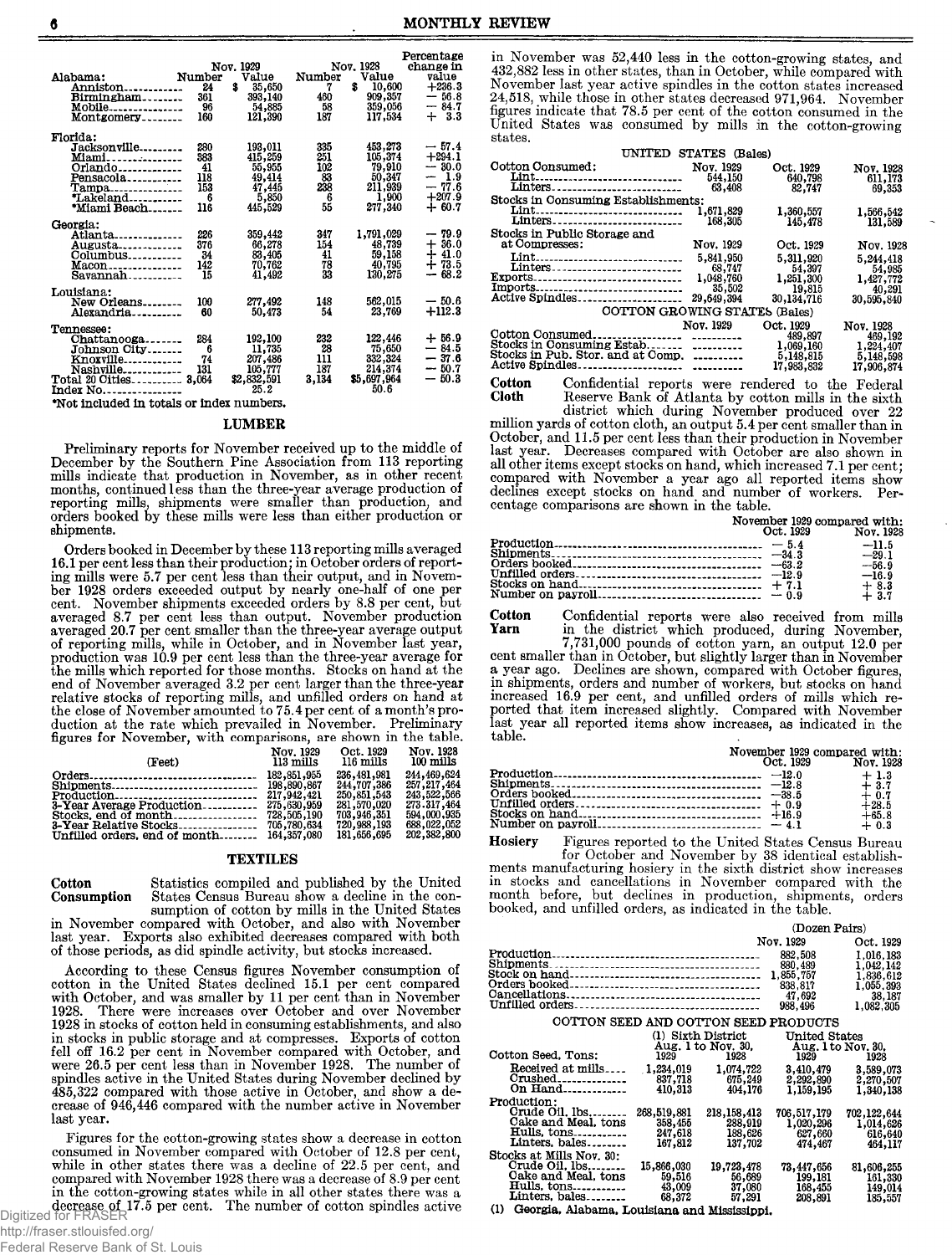| | Nov. 1929 | | Nov. 1928 | | Percentage change in |
|---|---|---|---|---|---|
| | Number | Value | Number | Value | value |
| **Alabama:** | | | | | |
| Anniston | 24 | $ 35,650 | 7 | $ 10,600 | +236.3 |
| Birmingham | 361 | 393,140 | 460 | 909,357 | — 56.8 |
| Mobile | 96 | 54,885 | 58 | 359,056 | — 84.7 |
| Montgomery | 160 | 121,390 | 187 | 117,534 | + 3.3 |
| **Florida:** | | | | | |
| Jacksonville | 280 | 193,011 | 335 | 453,273 | — 57.4 |
| Miami | 383 | 415,259 | 251 | 105,374 | +294.1 |
| Orlando | 41 | 55,955 | 102 | 79,910 | — 30.0 |
| Pensacola | 118 | 49,414 | 83 | 50,347 | — 1.9 |
| Tampa | 153 | 47,445 | 238 | 211,939 | — 77.6 |
| *Lakeland | 6 | 5,850 | 6 | 1,900 | +207.9 |
| *Miami Beach | 116 | 445,529 | 55 | 277,340 | + 60.7 |
| **Georgia:** | | | | | |
| Atlanta | 226 | 359,442 | 347 | 1,791,029 | — 79.9 |
| Augusta | 376 | 66,278 | 154 | 48,739 | + 36.0 |
| Columbus | 34 | 83,405 | 41 | 59,158 | + 41.0 |
| Macon | 142 | 70,762 | 78 | 40,795 | + 73.5 |
| Savannah | 15 | 41,492 | 33 | 130,275 | — 68.2 |
| **Louisiana:** | | | | | |
| New Orleans | 100 | 277,492 | 148 | 562,015 | — 50.6 |
| Alexandria | 60 | 50,473 | 54 | 23,769 | +112.3 |
| **Tennessee:** | | | | | |
| Chattanooga | 284 | 192,100 | 232 | 122,446 | + 56.9 |
| Johnson City | 6 | 11,735 | 28 | 75,650 | — 84.5 |
| Knoxville | 74 | 207,486 | 111 | 332,324 | — 37.6 |
| Nashville | 131 | 105,777 | 187 | 214,374 | — 50.7 |
| Total 20 Cities | 3,064 | $2,832,591 | 3,134 | $5,697,964 | — 50.3 |
| Index No. | | 25.2 | | 50.6 | |

*Not included in totals or index numbers.

## LUMBER

Preliminary reports for November received up to the middle of December by the Southern Pine Association from 113 reporting mills indicate that production in November, as in other recent months, continued less than the three-year average production of reporting mills, shipments were smaller than production, and orders booked by these mills were less than either production or shipments.

Orders booked in December by these 113 reporting mills averaged 16.1 per cent less than their production; in October orders of reporting mills were 5.7 per cent less than their output, and in November 1928 orders exceeded output by nearly one-half of one per cent. November shipments exceeded orders by 8.8 per cent, but averaged 8.7 per cent less than output. November production averaged 20.7 per cent smaller than the three-year average output of reporting mills, while in October, and in November last year, production was 10.9 per cent less than the three-year average for the mills which reported for those months. Stocks on hand at the end of November averaged 3.2 per cent larger than the three-year relative stocks of reporting mills, and unfilled orders on hand at the close of November amounted to 75.4 per cent of a month's production at the rate which prevailed in November. Preliminary figures for November, with comparisons, are shown in the table.

| (Feet) | Nov. 1929 113 mills | Oct. 1929 116 mills | Nov. 1928 100 mills |
|---|---|---|---|
| Orders | 182,851,955 | 236,481,981 | 244,469,624 |
| Shipments | 198,890,867 | 244,707,386 | 257,217,464 |
| Production | 217,942,421 | 250,851,543 | 243,522,566 |
| 3-Year Average Production | 275,630,959 | 281,570,020 | 273,317,464 |
| Stocks, end of month | 728,505,190 | 703,946,351 | 594,000,935 |
| 3-Year Relative Stocks | 705,780,634 | 720,988,193 | 688,022,052 |
| Unfilled orders, end of month | 164,357,080 | 181,656,695 | 202,382,800 |

## TEXTILES

**Cotton Consumption** Statistics compiled and published by the United States Census Bureau show a decline in the consumption of cotton by mills in the United States in November compared with October, and also with November last year. Exports also exhibited decreases compared with both of those periods, as did spindle activity, but stocks increased.

According to these Census figures November consumption of cotton in the United States declined 15.1 per cent compared with October, and was smaller by 11 per cent than in November 1928. There were increases over October and over November 1928 in stocks of cotton held in consuming establishments, and also in stocks in public storage and at compresses. Exports of cotton fell off 16.2 per cent in November compared with October, and were 26.5 per cent less than in November 1928. The number of spindles active in the United States during November declined by 485,322 compared with those active in October, and show a decrease of 946,446 compared with the number active in November last year.

Figures for the cotton-growing states show a decrease in cotton consumed in November compared with October of 12.8 per cent, while in other states there was a decline of 22.5 per cent, and compared with November 1928 there was a decrease of 8.9 per cent in the cotton-growing states while in all other states there was a decrease of 17.5 per cent. The number of cotton spindles active in November was 52,440 less in the cotton-growing states, and 432,882 less in other states, than in October, while compared with November last year active spindles in the cotton states increased 24,518, while those in other states decreased 971,964. November figures indicate that 78.5 per cent of the cotton consumed in the United States was consumed by mills in the cotton-growing states.

| UNITED STATES (Bales) | Nov. 1929 | Oct. 1929 | Nov. 1928 |
|---|---|---|---|
| Cotton Consumed: | | | |
| Lint | 544,150 | 640,798 | 611,173 |
| Linters | 63,408 | 82,747 | 69,353 |
| Stocks in Consuming Establishments: | | | |
| Lint | 1,671,829 | 1,360,557 | 1,566,542 |
| Linters | 168,305 | 145,478 | 131,589 |
| Stocks in Public Storage and at Compresses: | Nov. 1929 | Oct. 1929 | Nov. 1928 |
| Lint | 5,841,950 | 5,311,920 | 5,244,418 |
| Linters | 68,747 | 54,397 | 54,985 |
| Exports | 1,048,760 | 1,251,300 | 1,427,772 |
| Imports | 35,502 | 19,815 | 40,291 |
| Active Spindles | 29,649,394 | 30,134,716 | 30,595,840 |
| **COTTON GROWING STATES (Bales)** | Nov. 1929 | Oct. 1929 | Nov. 1928 |
| Cotton Consumed | ......... | 489,897 | 469,192 |
| Stocks in Consuming Estab. | ......... | 1,069,160 | 1,224,407 |
| Stocks in Pub. Stor. and at Comp. | ......... | 5,148,815 | 5,148,598 |
| Active Spindles | ......... | 17,983,832 | 17,906,874 |

**Cotton Cloth** Confidential reports were rendered to the Federal Reserve Bank of Atlanta by cotton mills in the sixth district which during November produced over 22 million yards of cotton cloth, an output 5.4 per cent smaller than in October, and 11.5 per cent less than their production in November last year. Decreases compared with October are also shown in all other items except stocks on hand, which increased 7.1 per cent; compared with November a year ago all reported items show declines except stocks on hand and number of workers. Percentage comparisons are shown in the table.

| | November 1929 compared with: Oct. 1929 | Nov. 1928 |
|---|---|---|
| Production | — 5.4 | —11.5 |
| Shipments | —34.3 | —29.1 |
| Orders booked | —63.2 | —56.9 |
| Unfilled orders | —12.9 | —16.9 |
| Stocks on hand | + 7.1 | + 8.3 |
| Number on payroll | — 0.9 | + 3.7 |

**Cotton Yarn** Confidential reports were also received from mills in the district which produced, during November, 7,731,000 pounds of cotton yarn, an output 12.0 per cent smaller than in October, but slightly larger than in November a year ago. Declines are shown, compared with October figures, in shipments, orders and number of workers, but stocks on hand increased 16.9 per cent, and unfilled orders of mills which reported that item increased slightly. Compared with November last year all reported items show increases, as indicated in the table.

| | November 1929 compared with: Oct. 1929 | Nov. 1928 |
|---|---|---|
| Production | —12.0 | + 1.3 |
| Shipments | —12.8 | + 3.7 |
| Orders booked | —38.5 | + 0.7 |
| Unfilled orders | + 0.9 | +28.5 |
| Stocks on hand | +16.9 | +65.8 |
| Number on payroll | — 4.1 | + 0.3 |

**Hosiery** Figures reported to the United States Census Bureau for October and November by 38 identical establishments manufacturing hosiery in the sixth district show increases in stocks and cancellations in November compared with the month before, but declines in production, shipments, orders booked, and unfilled orders, as indicated in the table.

| (Dozen Pairs) | Nov. 1929 | Oct. 1929 |
|---|---|---|
| Production | 882,508 | 1,016,183 |
| Shipments | 880,489 | 1,042,142 |
| Stock on hand | 1,855,757 | 1,836,612 |
| Orders booked | 838,817 | 1,055,393 |
| Cancellations | 47,692 | 38,187 |
| Unfilled orders | 988,496 | 1,082,305 |

### COTTON SEED AND COTTON SEED PRODUCTS

| Cotton Seed, Tons: | (1) Sixth District Aug. 1 to Nov. 30, 1929 | 1928 | United States Aug. 1 to Nov. 30, 1929 | 1928 |
|---|---|---|---|---|
| Received at mills | 1,234,019 | 1,074,722 | 3,410,479 | 3,589,073 |
| Crushed | 837,718 | 675,249 | 2,292,890 | 2,270,507 |
| On Hand | 410,313 | 404,176 | 1,159,195 | 1,340,138 |
| Production: | | | | |
| Crude Oil, lbs. | 268,519,881 | 218,158,413 | 706,517,179 | 702,122,644 |
| Cake and Meal, tons | 358,455 | 288,919 | 1,020,296 | 1,014,626 |
| Hulls, tons | 247,618 | 188,626 | 627,660 | 616,640 |
| Linters, bales | 167,812 | 137,702 | 474,467 | 464,117 |
| Stocks at Mills Nov. 30: | | | | |
| Crude Oil, lbs. | 15,866,030 | 19,723,478 | 73,447,656 | 81,606,255 |
| Cake and Meal, tons | 59,516 | 56,689 | 199,181 | 161,330 |
| Hulls, tons | 43,009 | 37,080 | 168,455 | 149,014 |
| Linters, bales | 68,372 | 57,291 | 208,891 | 185,557 |

(1) Georgia, Alabama, Louisiana and Mississippi.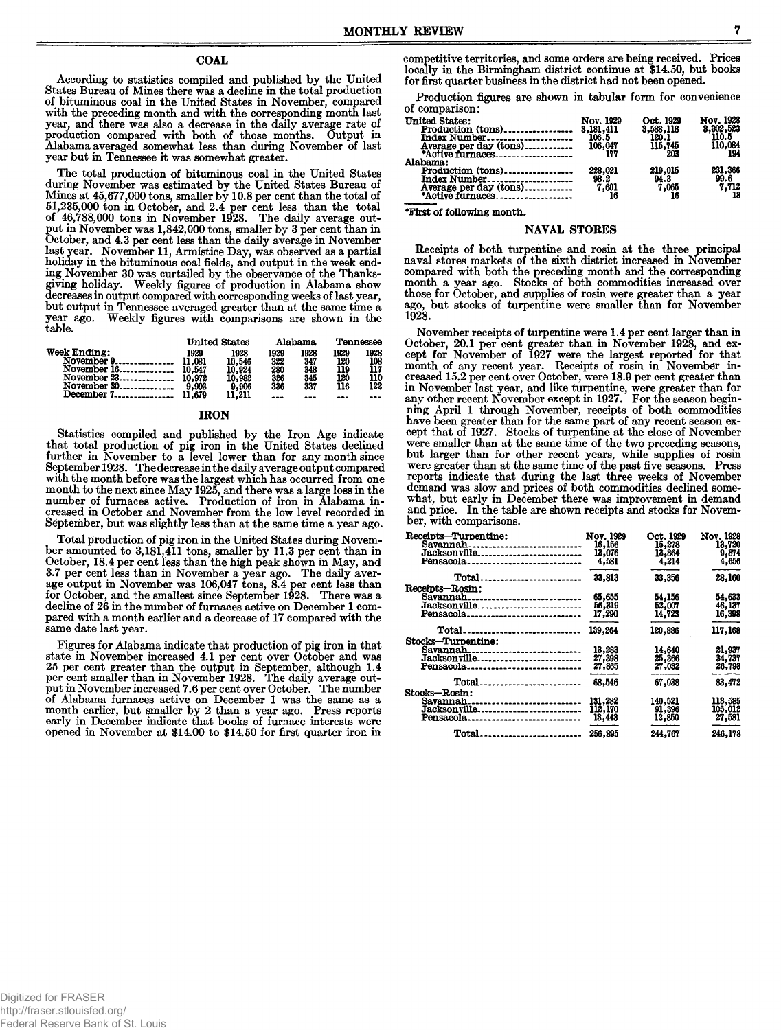## COAL

According to statistics compiled and published by the United States Bureau of Mines there was a decline in the total production of bituminous coal in the United States in November, compared with the preceding month and with the corresponding month last year, and there was also a decrease in the daily average rate of production compared with both of those months. Output in Alabama averaged somewhat less than during November of last year but in Tennessee it was somewhat greater.

The total production of bituminous coal in the United States during November was estimated by the United States Bureau of Mines at 45,677,000 tons, smaller by 10.8 per cent than the total of 51,235,000 ton in October, and 2.4 per cent less than the total of 46,788,000 tons in November 1928. The daily average output in November was 1,842,000 tons, smaller by 3 per cent than in October, and 4.3 per cent less than the daily average in November last year. November 11, Armistice Day, was observed as a partial holiday in the bituminous coal fields, and output in the week ending November 30 was curtailed by the observance of the Thanksgiving holiday. Weekly figures of production in Alabama show decreases in output compared with corresponding weeks of last year, but output in Tennessee averaged greater than at the same time a year ago. Weekly figures with comparisons are shown in the table.

| Week Ending: | United States 1929 | United States 1928 | Alabama 1929 | Alabama 1928 | Tennessee 1929 | Tennessee 1928 |
|---|---|---|---|---|---|---|
| November 9 | 11,081 | 10,546 | 322 | 347 | 120 | 108 |
| November 16 | 10,547 | 10,924 | 280 | 348 | 119 | 117 |
| November 23 | 10,972 | 10,982 | 326 | 345 | 120 | 110 |
| November 30 | 9,993 | 9,906 | 336 | 337 | 116 | 122 |
| December 7 | 11,679 | 11,211 | --- | --- | --- | --- |

## IRON

Statistics compiled and published by the Iron Age indicate that total production of pig iron in the United States declined further in November to a level lower than for any month since September 1928. The decrease in the daily average output compared with the month before was the largest which has occurred from one month to the next since May 1925, and there was a large loss in the number of furnaces active. Production of iron in Alabama increased in October and November from the low level recorded in September, but was slightly less than at the same time a year ago.

Total production of pig iron in the United States during November amounted to 3,181,411 tons, smaller by 11.3 per cent than in October, 18.4 per cent less than the high peak shown in May, and 3.7 per cent less than in November a year ago. The daily average output in November was 106,047 tons, 8.4 per cent less than for October, and the smallest since September 1928. There was a decline of 26 in the number of furnaces active on December 1 compared with a month earlier and a decrease of 17 compared with the same date last year.

Figures for Alabama indicate that production of pig iron in that state in November increased 4.1 per cent over October and was 25 per cent greater than the output in September, although 1.4 per cent smaller than in November 1928. The daily average output in November increased 7.6 per cent over October. The number of Alabama furnaces active on December 1 was the same as a month earlier, but smaller by 2 than a year ago. Press reports early in December indicate that books of furnace interests were opened in November at $14.00 to $14.50 for first quarter iron in competitive territories, and some orders are being received. Prices locally in the Birmingham district continue at $14.50, but books for first quarter business in the district had not been opened.

Production figures are shown in tabular form for convenience of comparison:

| | Nov. 1929 | Oct. 1929 | Nov. 1928 |
|---|---|---|---|
| **United States:** | | | |
| Production (tons) | 3,181,411 | 3,588,118 | 3,302,523 |
| Index Number | 106.5 | 120.1 | 110.5 |
| Average per day (tons) | 106,047 | 115,745 | 110,084 |
| *Active furnaces | 177 | 203 | 194 |
| **Alabama:** | | | |
| Production (tons) | 228,021 | 219,015 | 231,366 |
| Index Number | 98.2 | 94.3 | 99.6 |
| Average per day (tons) | 7,601 | 7,065 | 7,712 |
| *Active furnaces | 16 | 16 | 18 |

*First of following month.

## NAVAL STORES

Receipts of both turpentine and rosin at the three principal naval stores markets of the sixth district increased in November compared with both the preceding month and the corresponding month a year ago. Stocks of both commodities increased over those for October, and supplies of rosin were greater than a year ago, but stocks of turpentine were smaller than for November 1928.

November receipts of turpentine were 1.4 per cent larger than in October, 20.1 per cent greater than in November 1928, and except for November of 1927 were the largest reported for that month of any recent year. Receipts of rosin in November increased 15.2 per cent over October, were 18.9 per cent greater than in November last year, and like turpentine, were greater than for any other recent November except in 1927. For the season beginning April 1 through November, receipts of both commodities have been greater than for the same part of any recent season except that of 1927. Stocks of turpentine at the close of November were smaller than at the same time of the two preceding seasons, but larger than for other recent years, while supplies of rosin were greater than at the same time of the past five seasons. Press reports indicate that during the last three weeks of November demand was slow and prices of both commodities declined somewhat, but early in December there was improvement in demand and price. In the table are shown receipts and stocks for November, with comparisons.

| | Nov. 1929 | Oct. 1929 | Nov. 1928 |
|---|---|---|---|
| **Receipts—Turpentine:** | | | |
| Savannah | 16,156 | 15,278 | 13,720 |
| Jacksonville | 13,076 | 13,864 | 9,874 |
| Pensacola | 4,581 | 4,214 | 4,656 |
| Total | 33,813 | 33,356 | 28,160 |
| **Receipts—Rosin:** | | | |
| Savannah | 65,655 | 54,156 | 54,633 |
| Jacksonville | 56,319 | 52,007 | 46,137 |
| Pensacola | 17,290 | 14,723 | 16,398 |
| Total | 139,264 | 120,886 | 117,168 |
| **Stocks—Turpentine:** | | | |
| Savannah | 13,283 | 14,640 | 21,937 |
| Jacksonville | 27,398 | 25,366 | 34,737 |
| Pensacola | 27,865 | 27,032 | 26,798 |
| Total | 68,546 | 67,038 | 83,472 |
| **Stocks—Rosin:** | | | |
| Savannah | 131,282 | 140,521 | 113,585 |
| Jacksonville | 112,170 | 91,396 | 105,012 |
| Pensacola | 13,443 | 12,850 | 27,581 |
| Total | 256,895 | 244,767 | 246,178 |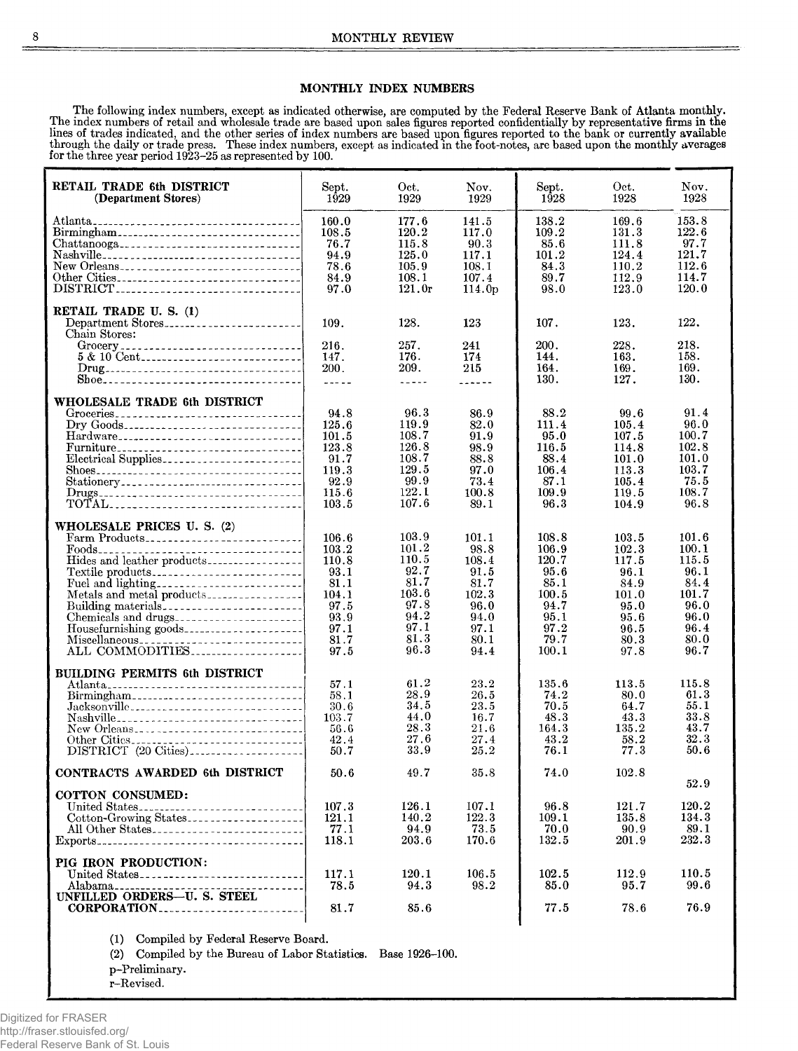## MONTHLY INDEX NUMBERS

The following index numbers, except as indicated otherwise, are computed by the Federal Reserve Bank of Atlanta monthly. The index numbers of retail and wholesale trade are based upon sales figures reported confidentially by representative firms in the lines of trades indicated, and the other series of index numbers are based upon figures reported to the bank or currently available through the daily or trade press. These index numbers, except as indicated in the foot-notes, are based upon the monthly averages for the three year period 1923-25 as represented by 100.

| | Sept. 1929 | Oct. 1929 | Nov. 1929 | Sept. 1928 | Oct. 1928 | Nov. 1928 |
|---|---|---|---|---|---|---|
| **RETAIL TRADE 6th DISTRICT (Department Stores)** | | | | | | |
| Atlanta | 160.0 | 177.6 | 141.5 | 138.2 | 169.6 | 153.8 |
| Birmingham | 108.5 | 120.2 | 117.0 | 109.2 | 131.3 | 122.6 |
| Chattanooga | 76.7 | 115.8 | 90.3 | 85.6 | 111.8 | 97.7 |
| Nashville | 94.9 | 125.0 | 117.1 | 101.2 | 124.4 | 121.7 |
| New Orleans | 78.6 | 105.9 | 108.1 | 84.3 | 110.2 | 112.6 |
| Other Cities | 84.9 | 108.1 | 107.4 | 89.7 | 112.9 | 114.7 |
| DISTRICT | 97.0 | 121.0r | 114.0p | 98.0 | 123.0 | 120.0 |
| **RETAIL TRADE U. S. (1)** | | | | | | |
| Department Stores | 109. | 128. | 123 | 107. | 123. | 122. |
| Chain Stores: | | | | | | |
| Grocery | 216. | 257. | 241 | 200. | 228. | 218. |
| 5 & 10 Cent | 147. | 176. | 174 | 144. | 163. | 158. |
| Drug | 200. | 209. | 215 | 164. | 169. | 169. |
| Shoe | ----- | ----- | ------ | 130. | 127. | 130. |
| **WHOLESALE TRADE 6th DISTRICT** | | | | | | |
| Groceries | 94.8 | 96.3 | 86.9 | 88.2 | 99.6 | 91.4 |
| Dry Goods | 125.6 | 119.9 | 82.0 | 111.4 | 105.4 | 96.0 |
| Hardware | 101.5 | 108.7 | 91.9 | 95.0 | 107.5 | 100.7 |
| Furniture | 123.8 | 126.8 | 98.9 | 116.5 | 114.8 | 102.8 |
| Electrical Supplies | 91.7 | 108.7 | 88.8 | 88.4 | 101.0 | 101.0 |
| Shoes | 119.3 | 129.5 | 97.0 | 106.4 | 113.3 | 103.7 |
| Stationery | 92.9 | 99.9 | 73.4 | 87.1 | 105.4 | 75.5 |
| Drugs | 115.6 | 122.1 | 100.8 | 109.9 | 119.5 | 108.7 |
| TOTAL | 103.5 | 107.6 | 89.1 | 96.3 | 104.9 | 96.8 |
| **WHOLESALE PRICES U. S. (2)** | | | | | | |
| Farm Products | 106.6 | 103.9 | 101.1 | 108.8 | 103.5 | 101.6 |
| Foods | 103.2 | 101.2 | 98.8 | 106.9 | 102.3 | 100.1 |
| Hides and leather products | 110.8 | 110.5 | 108.4 | 120.7 | 117.5 | 115.5 |
| Textile products | 93.1 | 92.7 | 91.5 | 95.6 | 96.1 | 96.1 |
| Fuel and lighting | 81.1 | 81.7 | 81.7 | 85.1 | 84.9 | 84.4 |
| Metals and metal products | 104.1 | 103.6 | 102.3 | 100.5 | 101.0 | 101.7 |
| Building materials | 97.5 | 97.8 | 96.0 | 94.7 | 95.0 | 96.0 |
| Chemicals and drugs | 93.9 | 94.2 | 94.0 | 95.1 | 95.6 | 96.0 |
| Housefurnishing goods | 97.1 | 97.1 | 97.1 | 97.2 | 96.5 | 96.4 |
| Miscellaneous | 81.7 | 81.3 | 80.1 | 79.7 | 80.3 | 80.0 |
| ALL COMMODITIES | 97.5 | 96.3 | 94.4 | 100.1 | 97.8 | 96.7 |
| **BUILDING PERMITS 6th DISTRICT** | | | | | | |
| Atlanta | 57.1 | 61.2 | 23.2 | 135.6 | 113.5 | 115.8 |
| Birmingham | 58.1 | 28.9 | 26.5 | 74.2 | 80.0 | 61.3 |
| Jacksonville | 30.6 | 34.5 | 23.5 | 70.5 | 64.7 | 55.1 |
| Nashville | 103.7 | 44.0 | 16.7 | 48.3 | 43.3 | 33.8 |
| New Orleans | 56.6 | 28.3 | 21.6 | 164.3 | 135.2 | 43.7 |
| Other Cities | 42.4 | 27.6 | 27.4 | 43.2 | 58.2 | 32.3 |
| DISTRICT (20 Cities) | 50.7 | 33.9 | 25.2 | 76.1 | 77.3 | 50.6 |
| **CONTRACTS AWARDED 6th DISTRICT** | 50.6 | 49.7 | 35.8 | 74.0 | 102.8 | 52.9 |
| **COTTON CONSUMED:** | | | | | | |
| United States | 107.3 | 126.1 | 107.1 | 96.8 | 121.7 | 120.2 |
| Cotton-Growing States | 121.1 | 140.2 | 122.3 | 109.1 | 135.8 | 134.3 |
| All Other States | 77.1 | 94.9 | 73.5 | 70.0 | 90.9 | 89.1 |
| Exports | 118.1 | 203.6 | 170.6 | 132.5 | 201.9 | 232.3 |
| **PIG IRON PRODUCTION:** | | | | | | |
| United States | 117.1 | 120.1 | 106.5 | 102.5 | 112.9 | 110.5 |
| Alabama | 78.5 | 94.3 | 98.2 | 85.0 | 95.7 | 99.6 |
| **UNFILLED ORDERS—U. S. STEEL CORPORATION** | 81.7 | 85.6 | | 77.5 | 78.6 | 76.9 |

(1) Compiled by Federal Reserve Board.

(2) Compiled by the Bureau of Labor Statistics. Base 1926-100.

p-Preliminary.

r-Revised.